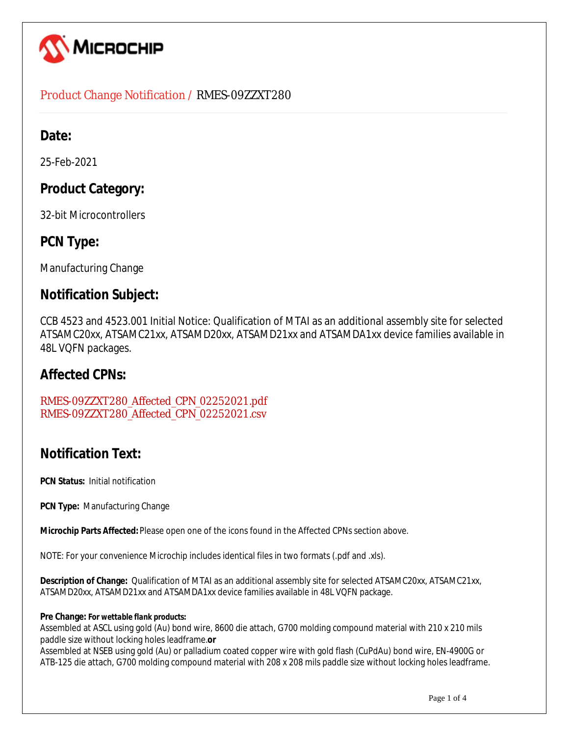## Product Change Notification / RMES-09ZZXT280

## Date:

25-Feb-2021

## Product Category:

32-bit Microcontrollers

## PCN Type:

Manufacturing Change

## Notification Subject:

CCB 4523 and 4523.001 Initial Notice: Qualification of MTAI as an additional assembly site for selected ATSAMC20xx, ATSAMC21xx, ATSAMD20xx, ATSAMD21xx and ATSAMDA1xx device families available in 48L VQFN packages.

## Affected CPNs:

RMES-09ZZXT280_Affected_CPN_02252021.pdf
RMES-09ZZXT280_Affected_CPN_02252021.csv

## Notification Text:

**PCN Status:** Initial notification

**PCN Type:** Manufacturing Change

**Microchip Parts Affected:** Please open one of the icons found in the Affected CPNs section above.

NOTE: For your convenience Microchip includes identical files in two formats (.pdf and .xls).

**Description of Change:** Qualification of MTAI as an additional assembly site for selected ATSAMC20xx, ATSAMC21xx, ATSAMD20xx, ATSAMD21xx and ATSAMDA1xx device families available in 48L VQFN package.

**Pre Change: For wettable flank products:**
Assembled at ASCL using gold (Au) bond wire, 8600 die attach, G700 molding compound material with 210 x 210 mils paddle size without locking holes leadframe.**or**
Assembled at NSEB using gold (Au) or palladium coated copper wire with gold flash (CuPdAu) bond wire, EN-4900G or ATB-125 die attach, G700 molding compound material with 208 x 208 mils paddle size without locking holes leadframe.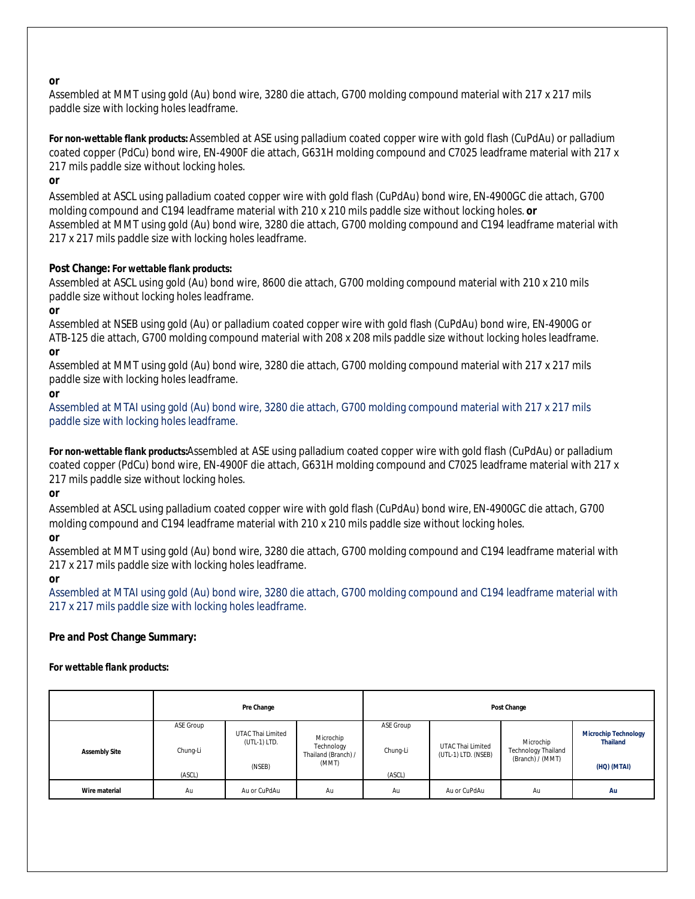**or**

Assembled at MMT using gold (Au) bond wire, 3280 die attach, G700 molding compound material with 217 x 217 mils paddle size with locking holes leadframe.

***For non-wettable flank products:*** Assembled at ASE using palladium coated copper wire with gold flash (CuPdAu) or palladium coated copper (PdCu) bond wire, EN-4900F die attach, G631H molding compound and C7025 leadframe material with 217 x 217 mils paddle size without locking holes.

**or**

Assembled at ASCL using palladium coated copper wire with gold flash (CuPdAu) bond wire, EN-4900GC die attach, G700 molding compound and C194 leadframe material with 210 x 210 mils paddle size without locking holes. **or**
Assembled at MMT using gold (Au) bond wire, 3280 die attach, G700 molding compound and C194 leadframe material with 217 x 217 mils paddle size with locking holes leadframe.

**Post Change:** ***For wettable flank products:***

Assembled at ASCL using gold (Au) bond wire, 8600 die attach, G700 molding compound material with 210 x 210 mils paddle size without locking holes leadframe.

**or**

Assembled at NSEB using gold (Au) or palladium coated copper wire with gold flash (CuPdAu) bond wire, EN-4900G or ATB-125 die attach, G700 molding compound material with 208 x 208 mils paddle size without locking holes leadframe.

**or**

Assembled at MMT using gold (Au) bond wire, 3280 die attach, G700 molding compound material with 217 x 217 mils paddle size with locking holes leadframe.

**or**

Assembled at MTAI using gold (Au) bond wire, 3280 die attach, G700 molding compound material with 217 x 217 mils paddle size with locking holes leadframe.

***For non-wettable flank products:***Assembled at ASE using palladium coated copper wire with gold flash (CuPdAu) or palladium coated copper (PdCu) bond wire, EN-4900F die attach, G631H molding compound and C7025 leadframe material with 217 x 217 mils paddle size without locking holes.

**or**

Assembled at ASCL using palladium coated copper wire with gold flash (CuPdAu) bond wire, EN-4900GC die attach, G700 molding compound and C194 leadframe material with 210 x 210 mils paddle size without locking holes.

**or**

Assembled at MMT using gold (Au) bond wire, 3280 die attach, G700 molding compound and C194 leadframe material with 217 x 217 mils paddle size with locking holes leadframe.

**or**

Assembled at MTAI using gold (Au) bond wire, 3280 die attach, G700 molding compound and C194 leadframe material with 217 x 217 mils paddle size with locking holes leadframe.

**Pre and Post Change Summary:**

***For wettable flank products:***

| | Pre Change | | | Post Change | | | |
|---|---|---|---|---|---|---|---|
| **Assembly Site** | ASE Group Chung-Li (ASCL) | UTAC Thai Limited (UTL-1) LTD. (NSEB) | Microchip Technology Thailand (Branch) / (MMT) | ASE Group Chung-Li (ASCL) | UTAC Thai Limited (UTL-1) LTD. (NSEB) | Microchip Technology Thailand (Branch) / (MMT) | **Microchip Technology Thailand (HQ) (MTAI)** |
| **Wire material** | Au | Au or CuPdAu | Au | Au | Au or CuPdAu | Au | **Au** |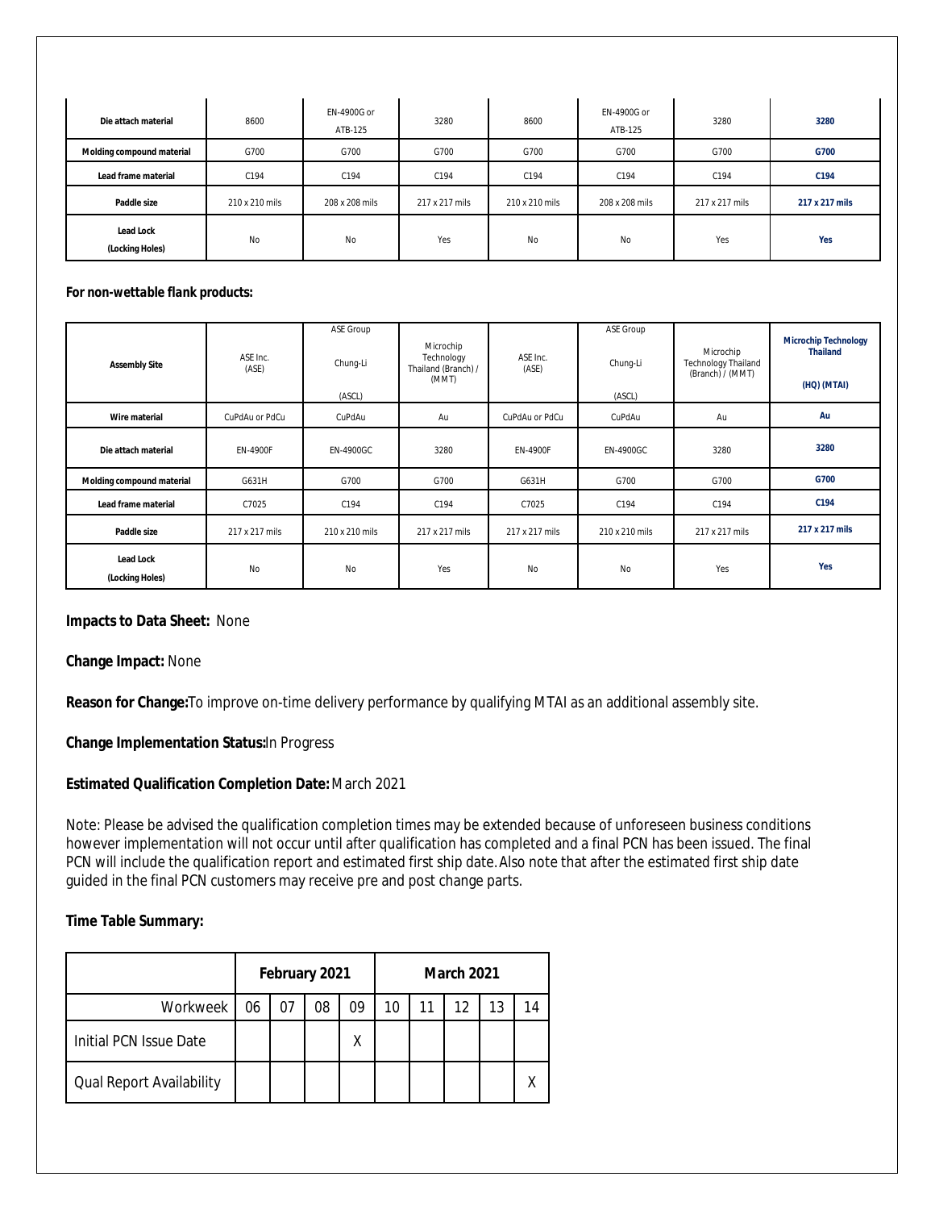| | | | | | | | |
|---|---|---|---|---|---|---|---|
| **Die attach material** | 8600 | EN-4900G or ATB-125 | 3280 | 8600 | EN-4900G or ATB-125 | 3280 | **3280** |
| **Molding compound material** | G700 | G700 | G700 | G700 | G700 | G700 | **G700** |
| **Lead frame material** | C194 | C194 | C194 | C194 | C194 | C194 | **C194** |
| **Paddle size** | 210 x 210 mils | 208 x 208 mils | 217 x 217 mils | 210 x 210 mils | 208 x 208 mils | 217 x 217 mils | **217 x 217 mils** |
| **Lead Lock (Locking Holes)** | No | No | Yes | No | No | Yes | **Yes** |

***For non-wettable flank products:***

| **Assembly Site** | ASE Inc. (ASE) | ASE Group Chung-Li (ASCL) | Microchip Technology Thailand (Branch) / (MMT) | ASE Inc. (ASE) | ASE Group Chung-Li (ASCL) | Microchip Technology Thailand (Branch) / (MMT) | **Microchip Technology Thailand (HQ) (MTAI)** |
|---|---|---|---|---|---|---|---|
| **Wire material** | CuPdAu or PdCu | CuPdAu | Au | CuPdAu or PdCu | CuPdAu | Au | **Au** |
| **Die attach material** | EN-4900F | EN-4900GC | 3280 | EN-4900F | EN-4900GC | 3280 | **3280** |
| **Molding compound material** | G631H | G700 | G700 | G631H | G700 | G700 | **G700** |
| **Lead frame material** | C7025 | C194 | C194 | C7025 | C194 | C194 | **C194** |
| **Paddle size** | 217 x 217 mils | 210 x 210 mils | 217 x 217 mils | 217 x 217 mils | 210 x 210 mils | 217 x 217 mils | **217 x 217 mils** |
| **Lead Lock (Locking Holes)** | No | No | Yes | No | No | Yes | **Yes** |

**Impacts to Data Sheet:** None

**Change Impact:** None

**Reason for Change:** To improve on-time delivery performance by qualifying MTAI as an additional assembly site.

**Change Implementation Status:** In Progress

**Estimated Qualification Completion Date:** March 2021

Note: Please be advised the qualification completion times may be extended because of unforeseen business conditions however implementation will not occur until after qualification has completed and a final PCN has been issued. The final PCN will include the qualification report and estimated first ship date. Also note that after the estimated first ship date guided in the final PCN customers may receive pre and post change parts.

**Time Table Summary:**

| | **February 2021** | | | | **March 2021** | | | | |
|---|---|---|---|---|---|---|---|---|---|
| Workweek | 06 | 07 | 08 | 09 | 10 | 11 | 12 | 13 | 14 |
| Initial PCN Issue Date | | | | X | | | | | |
| Qual Report Availability | | | | | | | | | X |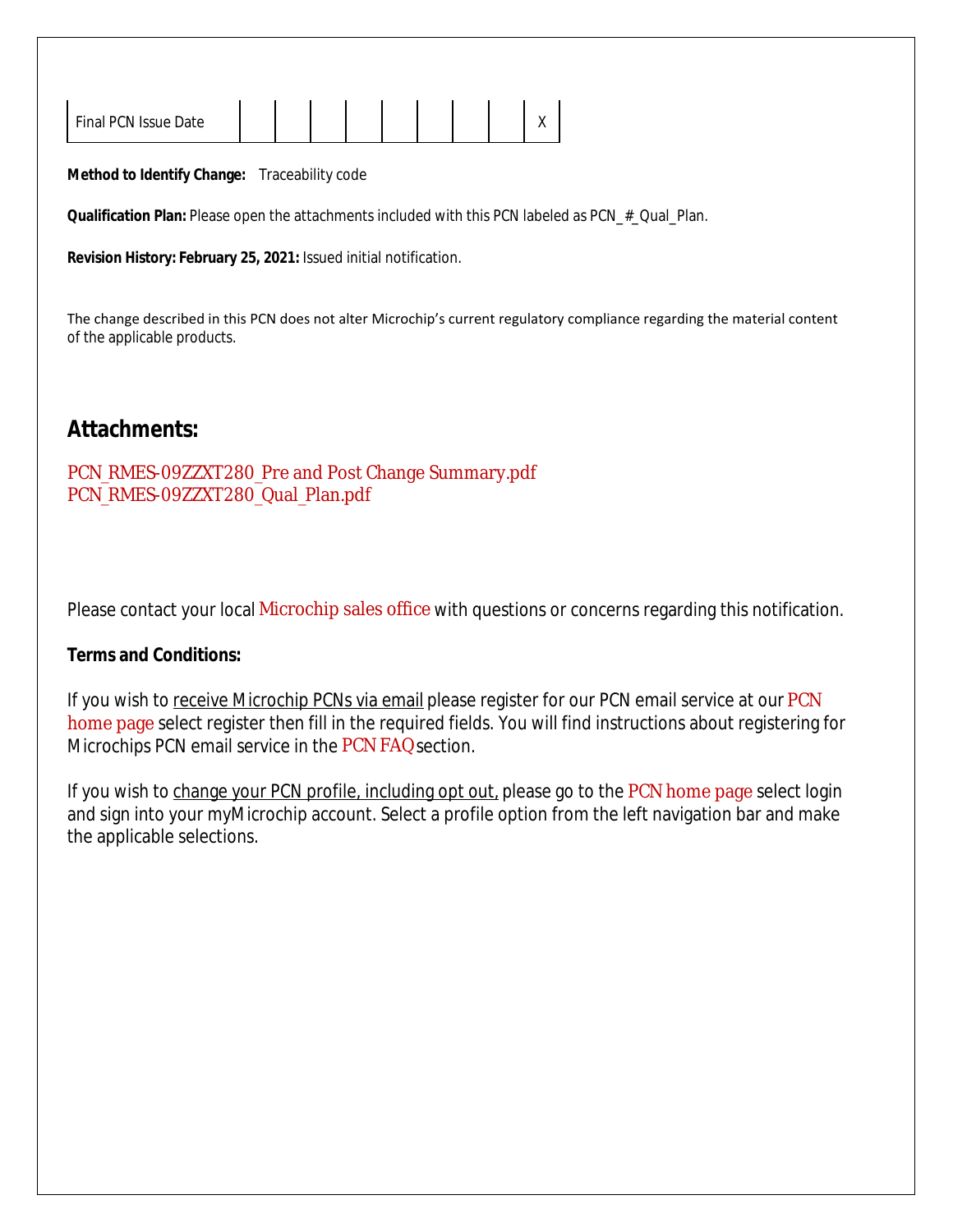| Final PCN Issue Date | | | | | | | | | X |
|---|---|---|---|---|---|---|---|---|---|

**Method to Identify Change:** Traceability code

**Qualification Plan:** Please open the attachments included with this PCN labeled as PCN_#_Qual_Plan.

**Revision History: February 25, 2021:** Issued initial notification.

The change described in this PCN does not alter Microchip's current regulatory compliance regarding the material content of the applicable products.

## Attachments:

PCN_RMES-09ZZXT280_Pre and Post Change Summary.pdf
PCN_RMES-09ZZXT280_Qual_Plan.pdf

Please contact your local Microchip sales office with questions or concerns regarding this notification.

**Terms and Conditions:**

If you wish to receive Microchip PCNs via email please register for our PCN email service at our PCN home page select register then fill in the required fields. You will find instructions about registering for Microchips PCN email service in the PCN FAQ section.

If you wish to change your PCN profile, including opt out, please go to the PCN home page select login and sign into your myMicrochip account. Select a profile option from the left navigation bar and make the applicable selections.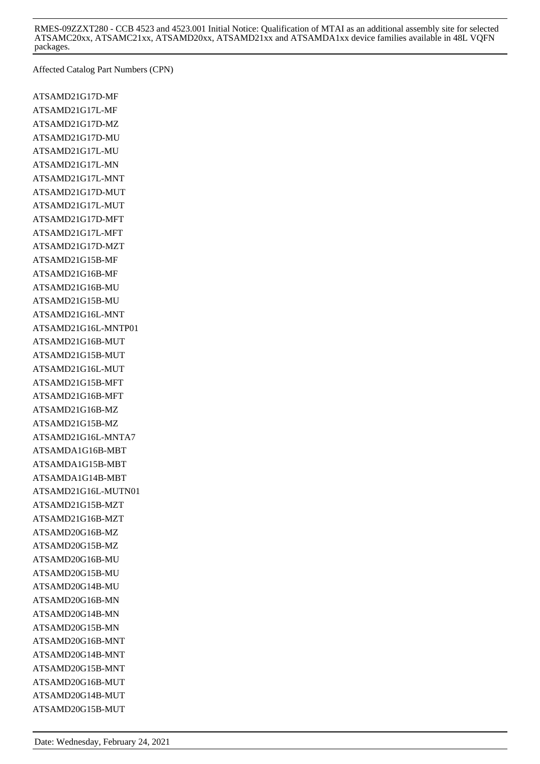Affected Catalog Part Numbers (CPN)

ATSAMD21G17D-MF
ATSAMD21G17L-MF
ATSAMD21G17D-MZ
ATSAMD21G17D-MU
ATSAMD21G17L-MU
ATSAMD21G17L-MN
ATSAMD21G17L-MNT
ATSAMD21G17D-MUT
ATSAMD21G17L-MUT
ATSAMD21G17D-MFT
ATSAMD21G17L-MFT
ATSAMD21G17D-MZT
ATSAMD21G15B-MF
ATSAMD21G16B-MF
ATSAMD21G16B-MU
ATSAMD21G15B-MU
ATSAMD21G16L-MNT
ATSAMD21G16L-MNTP01
ATSAMD21G16B-MUT
ATSAMD21G15B-MUT
ATSAMD21G16L-MUT
ATSAMD21G15B-MFT
ATSAMD21G16B-MFT
ATSAMD21G16B-MZ
ATSAMD21G15B-MZ
ATSAMD21G16L-MNTA7
ATSAMDA1G16B-MBT
ATSAMDA1G15B-MBT
ATSAMDA1G14B-MBT
ATSAMD21G16L-MUTN01
ATSAMD21G15B-MZT
ATSAMD21G16B-MZT
ATSAMD20G16B-MZ
ATSAMD20G15B-MZ
ATSAMD20G16B-MU
ATSAMD20G15B-MU
ATSAMD20G14B-MU
ATSAMD20G16B-MN
ATSAMD20G14B-MN
ATSAMD20G15B-MN
ATSAMD20G16B-MNT
ATSAMD20G14B-MNT
ATSAMD20G15B-MNT
ATSAMD20G16B-MUT
ATSAMD20G14B-MUT
ATSAMD20G15B-MUT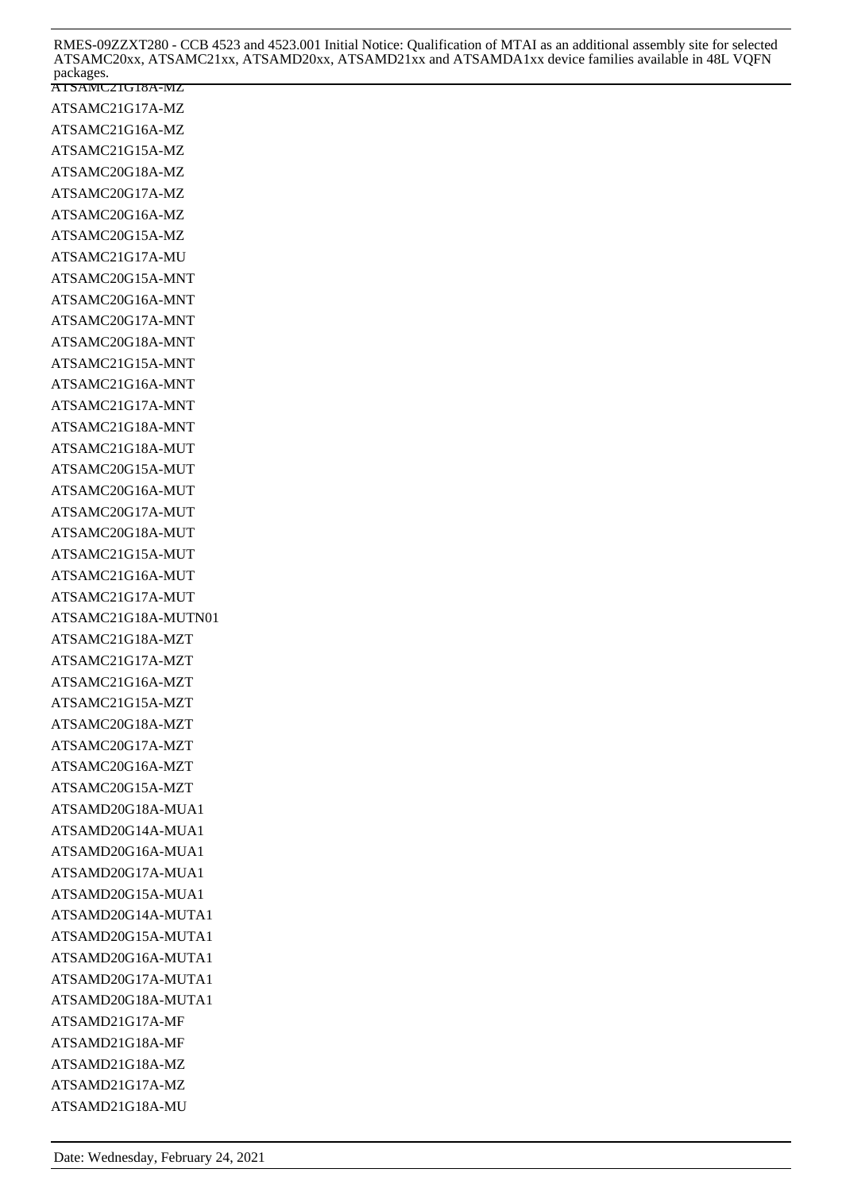ATSAMC21G18A-MZ

ATSAMC21G17A-MZ

ATSAMC21G16A-MZ

ATSAMC21G15A-MZ

ATSAMC20G18A-MZ

ATSAMC20G17A-MZ

ATSAMC20G16A-MZ

ATSAMC20G15A-MZ

ATSAMC21G17A-MU

ATSAMC20G15A-MNT

ATSAMC20G16A-MNT

ATSAMC20G17A-MNT

ATSAMC20G18A-MNT

ATSAMC21G15A-MNT

ATSAMC21G16A-MNT

ATSAMC21G17A-MNT

ATSAMC21G18A-MNT

ATSAMC21G18A-MUT

ATSAMC20G15A-MUT

ATSAMC20G16A-MUT

ATSAMC20G17A-MUT

ATSAMC20G18A-MUT

ATSAMC21G15A-MUT

ATSAMC21G16A-MUT

ATSAMC21G17A-MUT

ATSAMC21G18A-MUTN01

ATSAMC21G18A-MZT

ATSAMC21G17A-MZT

ATSAMC21G16A-MZT

ATSAMC21G15A-MZT

ATSAMC20G18A-MZT

ATSAMC20G17A-MZT

ATSAMC20G16A-MZT

ATSAMC20G15A-MZT

ATSAMD20G18A-MUA1

ATSAMD20G14A-MUA1

ATSAMD20G16A-MUA1

ATSAMD20G17A-MUA1

ATSAMD20G15A-MUA1

ATSAMD20G14A-MUTA1

ATSAMD20G15A-MUTA1

ATSAMD20G16A-MUTA1

ATSAMD20G17A-MUTA1

ATSAMD20G18A-MUTA1

ATSAMD21G17A-MF

ATSAMD21G18A-MF

ATSAMD21G18A-MZ

ATSAMD21G17A-MZ

ATSAMD21G18A-MU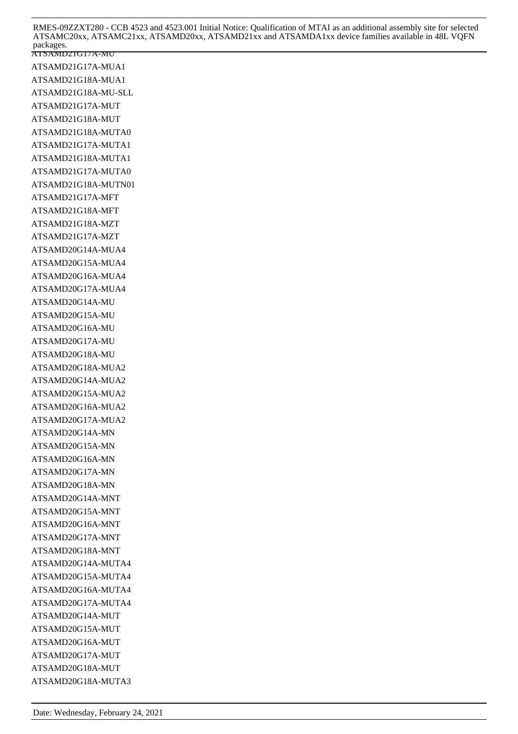ATSAMD21G17A-MU

ATSAMD21G17A-MUA1

ATSAMD21G18A-MUA1

ATSAMD21G18A-MU-SLL

ATSAMD21G17A-MUT

ATSAMD21G18A-MUT

ATSAMD21G18A-MUTA0

ATSAMD21G17A-MUTA1

ATSAMD21G18A-MUTA1

ATSAMD21G17A-MUTA0

ATSAMD21G18A-MUTN01

ATSAMD21G17A-MFT

ATSAMD21G18A-MFT

ATSAMD21G18A-MZT

ATSAMD21G17A-MZT

ATSAMD20G14A-MUA4

ATSAMD20G15A-MUA4

ATSAMD20G16A-MUA4

ATSAMD20G17A-MUA4

ATSAMD20G14A-MU

ATSAMD20G15A-MU

ATSAMD20G16A-MU

ATSAMD20G17A-MU

ATSAMD20G18A-MU

ATSAMD20G18A-MUA2

ATSAMD20G14A-MUA2

ATSAMD20G15A-MUA2

ATSAMD20G16A-MUA2

ATSAMD20G17A-MUA2

ATSAMD20G14A-MN

ATSAMD20G15A-MN

ATSAMD20G16A-MN

ATSAMD20G17A-MN

ATSAMD20G18A-MN

ATSAMD20G14A-MNT

ATSAMD20G15A-MNT

ATSAMD20G16A-MNT

ATSAMD20G17A-MNT

ATSAMD20G18A-MNT

ATSAMD20G14A-MUTA4

ATSAMD20G15A-MUTA4

ATSAMD20G16A-MUTA4

ATSAMD20G17A-MUTA4

ATSAMD20G14A-MUT

ATSAMD20G15A-MUT

ATSAMD20G16A-MUT

ATSAMD20G17A-MUT

ATSAMD20G18A-MUT

ATSAMD20G18A-MUTA3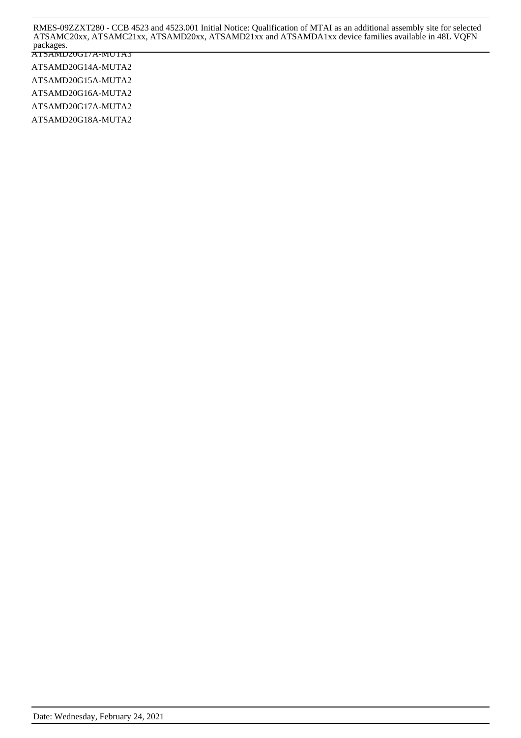ATSAMD20G17A-MUTA3

ATSAMD20G14A-MUTA2

ATSAMD20G15A-MUTA2

ATSAMD20G16A-MUTA2

ATSAMD20G17A-MUTA2

ATSAMD20G18A-MUTA2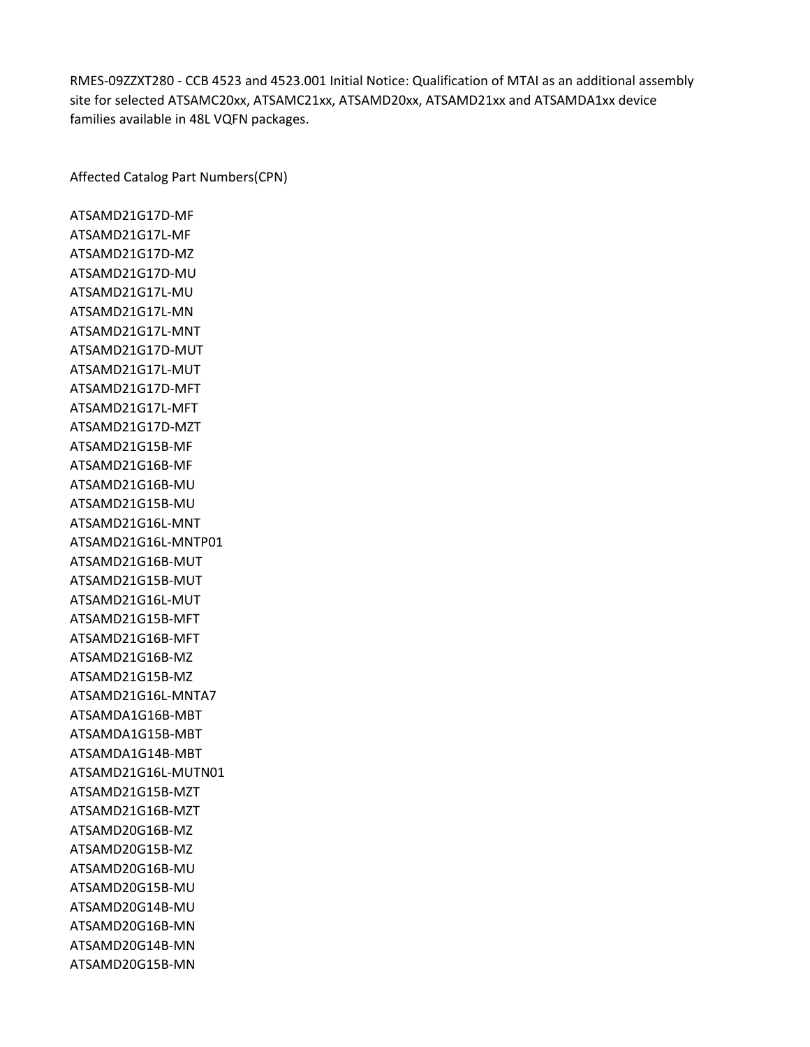RMES-09ZZXT280 - CCB 4523 and 4523.001 Initial Notice: Qualification of MTAI as an additional assembly site for selected ATSAMC20xx, ATSAMC21xx, ATSAMD20xx, ATSAMD21xx and ATSAMDA1xx device families available in 48L VQFN packages.

Affected Catalog Part Numbers(CPN)

ATSAMD21G17D-MF
ATSAMD21G17L-MF
ATSAMD21G17D-MZ
ATSAMD21G17D-MU
ATSAMD21G17L-MU
ATSAMD21G17L-MN
ATSAMD21G17L-MNT
ATSAMD21G17D-MUT
ATSAMD21G17L-MUT
ATSAMD21G17D-MFT
ATSAMD21G17L-MFT
ATSAMD21G17D-MZT
ATSAMD21G15B-MF
ATSAMD21G16B-MF
ATSAMD21G16B-MU
ATSAMD21G15B-MU
ATSAMD21G16L-MNT
ATSAMD21G16L-MNTP01
ATSAMD21G16B-MUT
ATSAMD21G15B-MUT
ATSAMD21G16L-MUT
ATSAMD21G15B-MFT
ATSAMD21G16B-MFT
ATSAMD21G16B-MZ
ATSAMD21G15B-MZ
ATSAMD21G16L-MNTA7
ATSAMDA1G16B-MBT
ATSAMDA1G15B-MBT
ATSAMDA1G14B-MBT
ATSAMD21G16L-MUTN01
ATSAMD21G15B-MZT
ATSAMD21G16B-MZT
ATSAMD20G16B-MZ
ATSAMD20G15B-MZ
ATSAMD20G16B-MU
ATSAMD20G15B-MU
ATSAMD20G14B-MU
ATSAMD20G16B-MN
ATSAMD20G14B-MN
ATSAMD20G15B-MN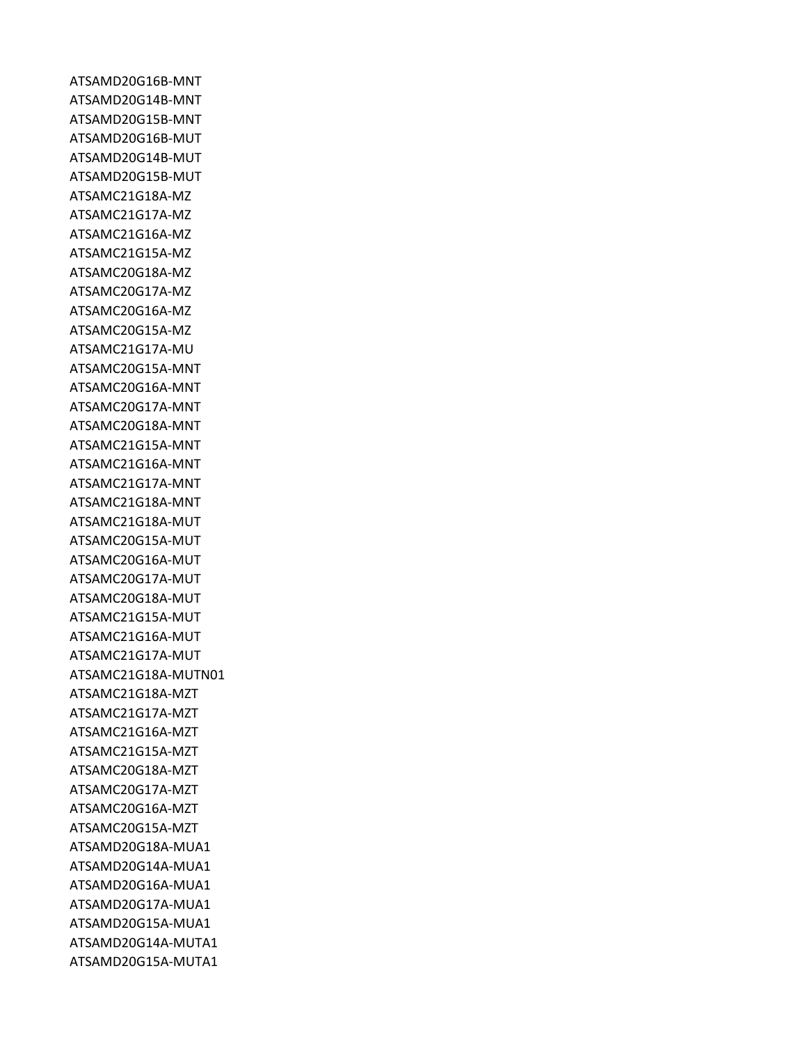ATSAMD20G16B-MNT
ATSAMD20G14B-MNT
ATSAMD20G15B-MNT
ATSAMD20G16B-MUT
ATSAMD20G14B-MUT
ATSAMD20G15B-MUT
ATSAMC21G18A-MZ
ATSAMC21G17A-MZ
ATSAMC21G16A-MZ
ATSAMC21G15A-MZ
ATSAMC20G18A-MZ
ATSAMC20G17A-MZ
ATSAMC20G16A-MZ
ATSAMC20G15A-MZ
ATSAMC21G17A-MU
ATSAMC20G15A-MNT
ATSAMC20G16A-MNT
ATSAMC20G17A-MNT
ATSAMC20G18A-MNT
ATSAMC21G15A-MNT
ATSAMC21G16A-MNT
ATSAMC21G17A-MNT
ATSAMC21G18A-MNT
ATSAMC21G18A-MUT
ATSAMC20G15A-MUT
ATSAMC20G16A-MUT
ATSAMC20G17A-MUT
ATSAMC20G18A-MUT
ATSAMC21G15A-MUT
ATSAMC21G16A-MUT
ATSAMC21G17A-MUT
ATSAMC21G18A-MUTN01
ATSAMC21G18A-MZT
ATSAMC21G17A-MZT
ATSAMC21G16A-MZT
ATSAMC21G15A-MZT
ATSAMC20G18A-MZT
ATSAMC20G17A-MZT
ATSAMC20G16A-MZT
ATSAMC20G15A-MZT
ATSAMD20G18A-MUA1
ATSAMD20G14A-MUA1
ATSAMD20G16A-MUA1
ATSAMD20G17A-MUA1
ATSAMD20G15A-MUA1
ATSAMD20G14A-MUTA1
ATSAMD20G15A-MUTA1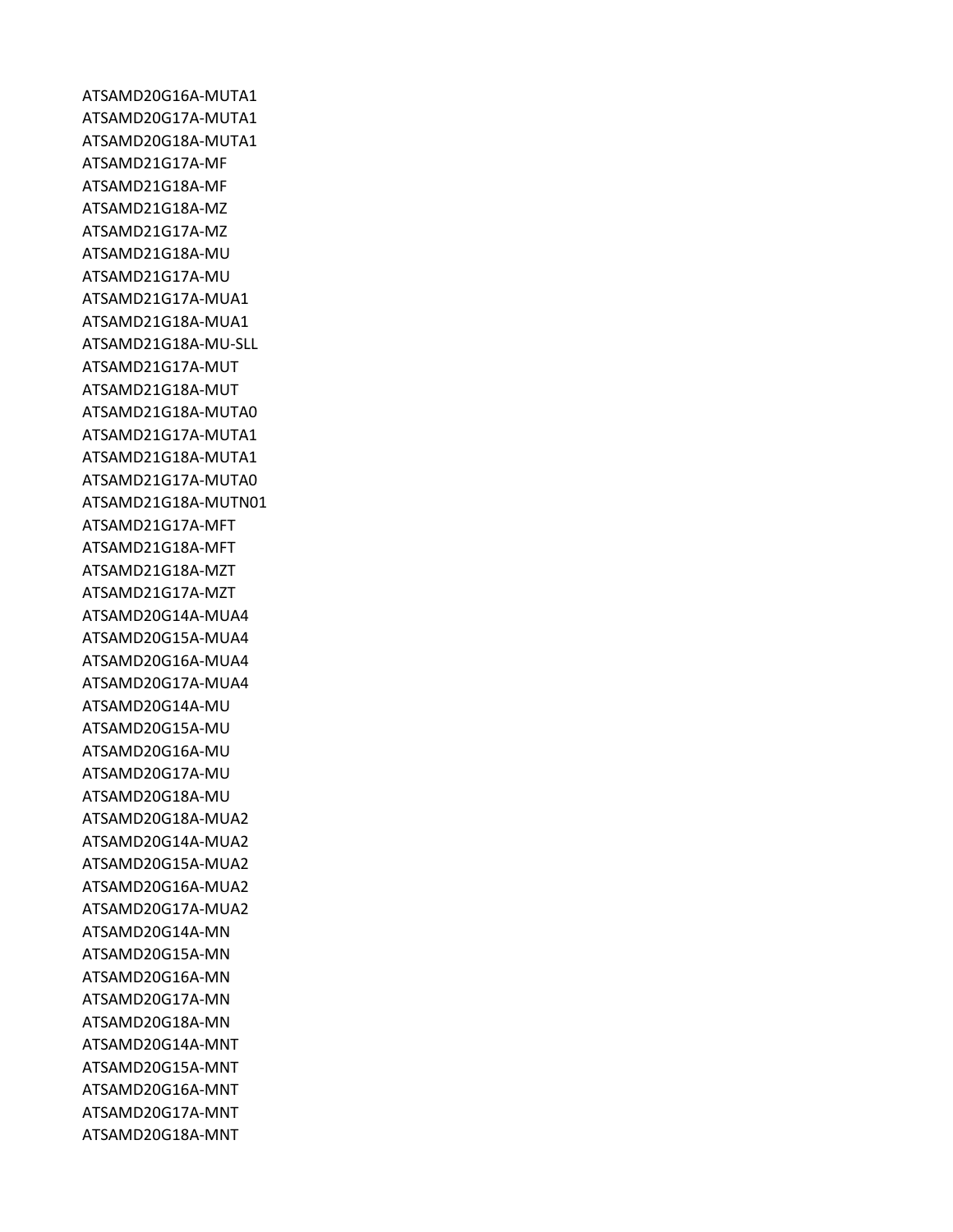ATSAMD20G16A-MUTA1
ATSAMD20G17A-MUTA1
ATSAMD20G18A-MUTA1
ATSAMD21G17A-MF
ATSAMD21G18A-MF
ATSAMD21G18A-MZ
ATSAMD21G17A-MZ
ATSAMD21G18A-MU
ATSAMD21G17A-MU
ATSAMD21G17A-MUA1
ATSAMD21G18A-MUA1
ATSAMD21G18A-MU-SLL
ATSAMD21G17A-MUT
ATSAMD21G18A-MUT
ATSAMD21G18A-MUTA0
ATSAMD21G17A-MUTA1
ATSAMD21G18A-MUTA1
ATSAMD21G17A-MUTA0
ATSAMD21G18A-MUTN01
ATSAMD21G17A-MFT
ATSAMD21G18A-MFT
ATSAMD21G18A-MZT
ATSAMD21G17A-MZT
ATSAMD20G14A-MUA4
ATSAMD20G15A-MUA4
ATSAMD20G16A-MUA4
ATSAMD20G17A-MUA4
ATSAMD20G14A-MU
ATSAMD20G15A-MU
ATSAMD20G16A-MU
ATSAMD20G17A-MU
ATSAMD20G18A-MU
ATSAMD20G18A-MUA2
ATSAMD20G14A-MUA2
ATSAMD20G15A-MUA2
ATSAMD20G16A-MUA2
ATSAMD20G17A-MUA2
ATSAMD20G14A-MN
ATSAMD20G15A-MN
ATSAMD20G16A-MN
ATSAMD20G17A-MN
ATSAMD20G18A-MN
ATSAMD20G14A-MNT
ATSAMD20G15A-MNT
ATSAMD20G16A-MNT
ATSAMD20G17A-MNT
ATSAMD20G18A-MNT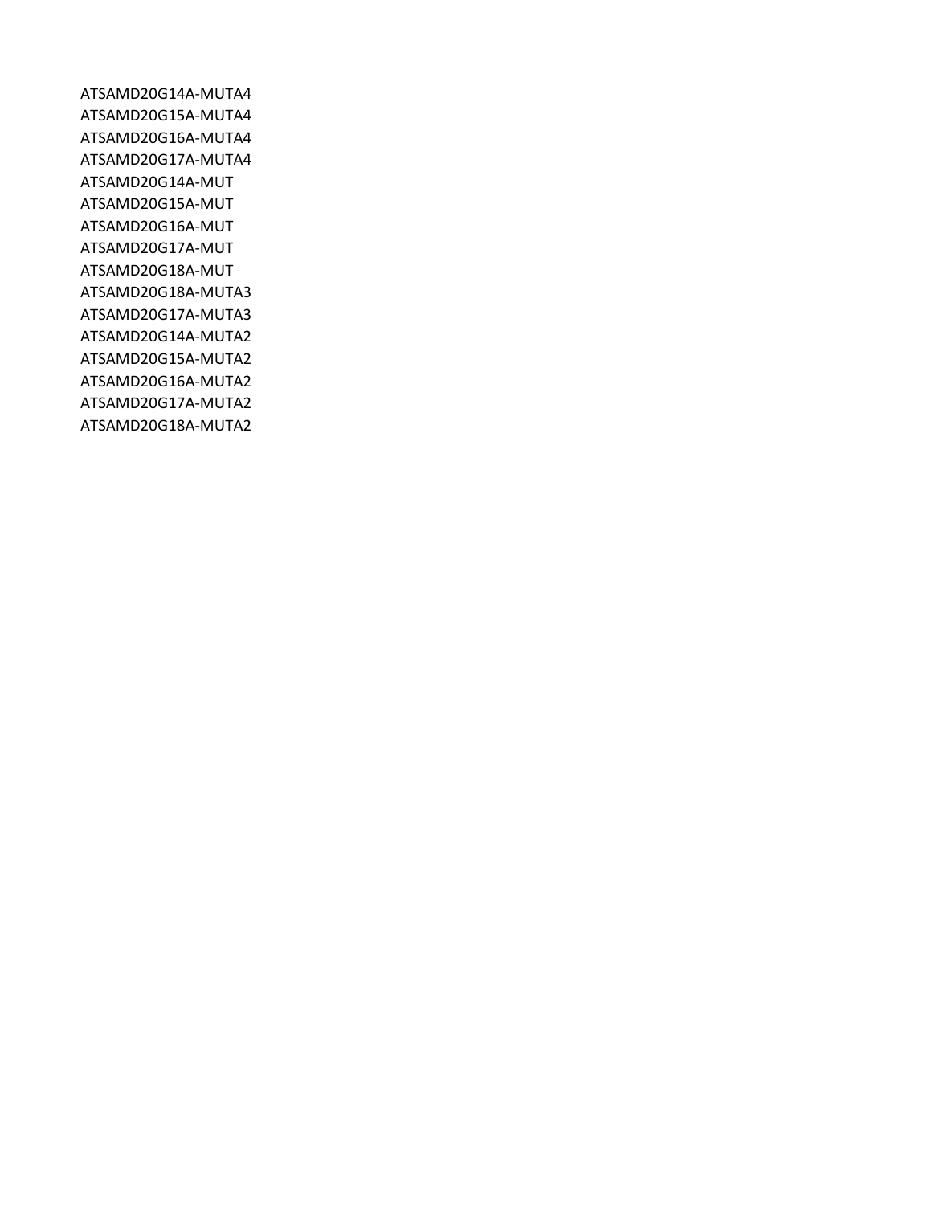ATSAMD20G14A-MUTA4
ATSAMD20G15A-MUTA4
ATSAMD20G16A-MUTA4
ATSAMD20G17A-MUTA4
ATSAMD20G14A-MUT
ATSAMD20G15A-MUT
ATSAMD20G16A-MUT
ATSAMD20G17A-MUT
ATSAMD20G18A-MUT
ATSAMD20G18A-MUTA3
ATSAMD20G17A-MUTA3
ATSAMD20G14A-MUTA2
ATSAMD20G15A-MUTA2
ATSAMD20G16A-MUTA2
ATSAMD20G17A-MUTA2
ATSAMD20G18A-MUTA2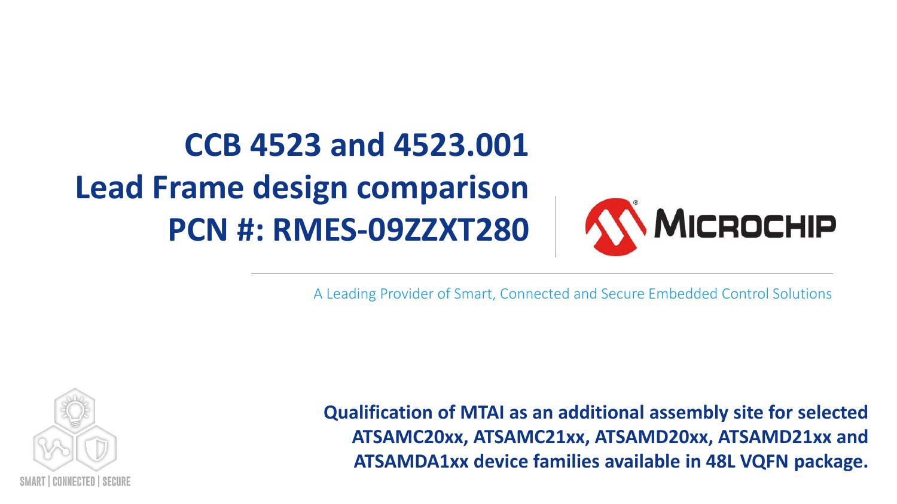# CCB 4523 and 4523.001
# Lead Frame design comparison
# PCN #: RMES-09ZZXT280

A Leading Provider of Smart, Connected and Secure Embedded Control Solutions

**Qualification of MTAI as an additional assembly site for selected ATSAMC20xx, ATSAMC21xx, ATSAMD20xx, ATSAMD21xx and ATSAMDA1xx device families available in 48L VQFN package.**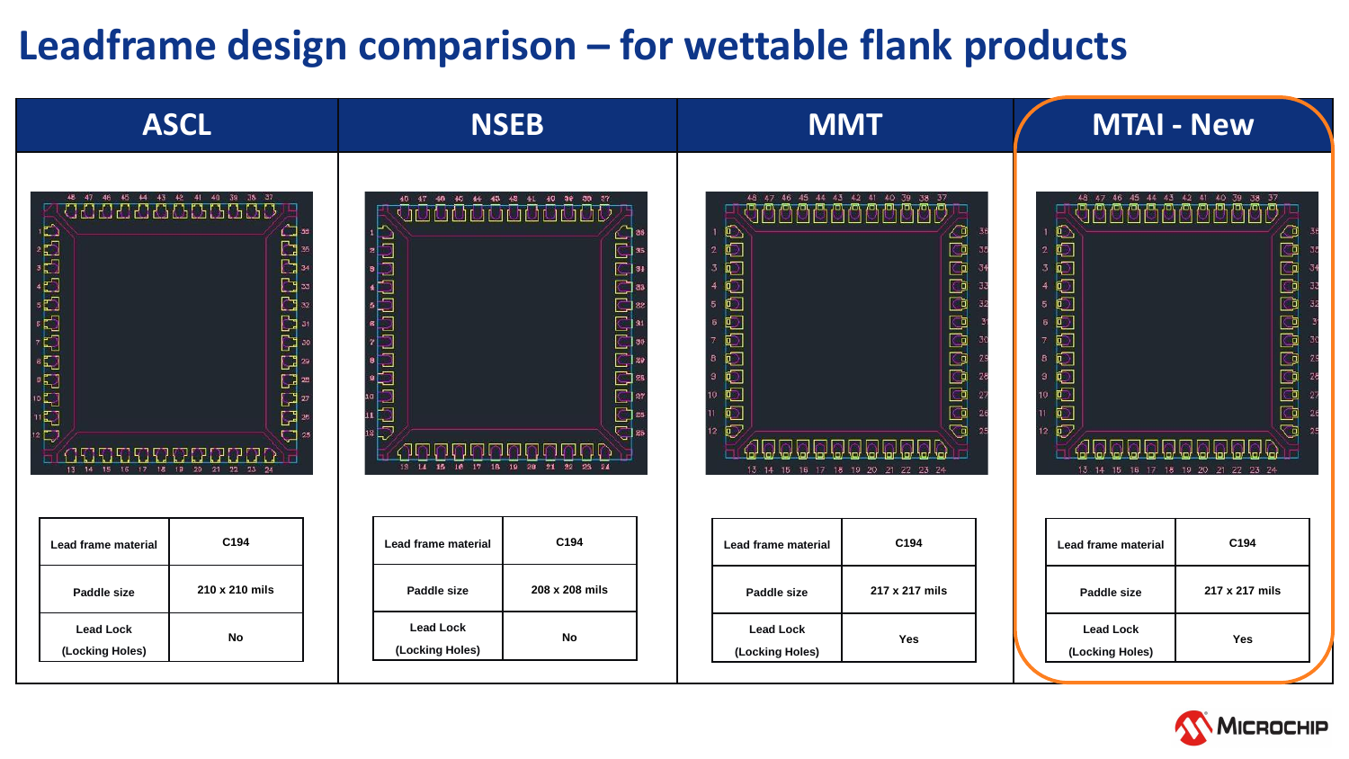# Leadframe design comparison – for wettable flank products

## ASCL

| | |
|---|---|
| Lead frame material | C194 |
| Paddle size | 210 x 210 mils |
| Lead Lock (Locking Holes) | No |

## NSEB

| | |
|---|---|
| Lead frame material | C194 |
| Paddle size | 208 x 208 mils |
| Lead Lock (Locking Holes) | No |

## MMT

| | |
|---|---|
| Lead frame material | C194 |
| Paddle size | 217 x 217 mils |
| Lead Lock (Locking Holes) | Yes |

## MTAI - New

| | |
|---|---|
| Lead frame material | C194 |
| Paddle size | 217 x 217 mils |
| Lead Lock (Locking Holes) | Yes |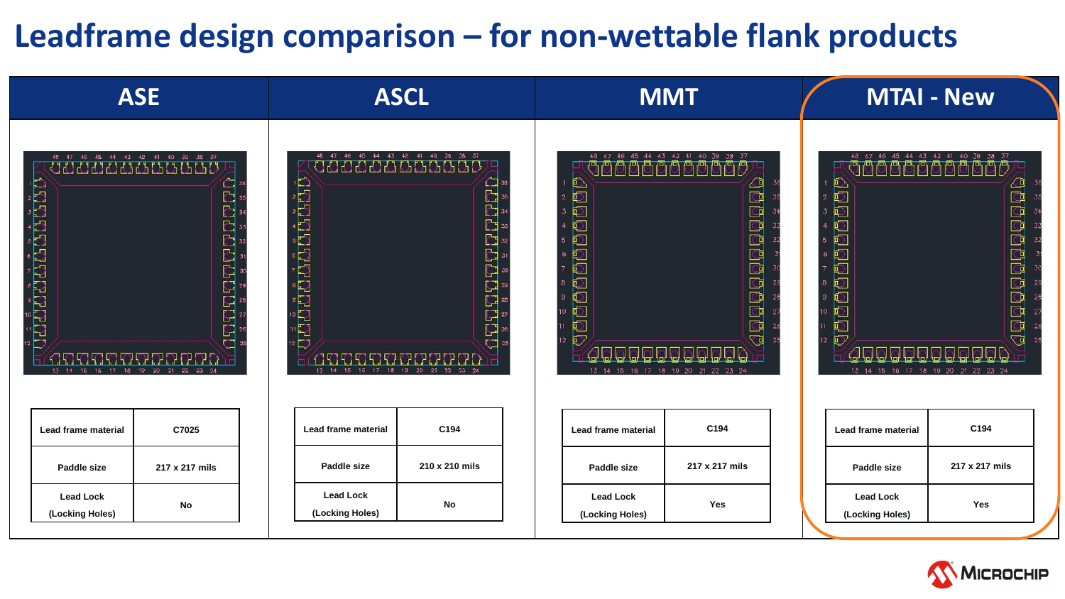# Leadframe design comparison – for non-wettable flank products

## ASE

| | |
|---|---|
| Lead frame material | C7025 |
| Paddle size | 217 x 217 mils |
| Lead Lock (Locking Holes) | No |

## ASCL

| | |
|---|---|
| Lead frame material | C194 |
| Paddle size | 210 x 210 mils |
| Lead Lock (Locking Holes) | No |

## MMT

| | |
|---|---|
| Lead frame material | C194 |
| Paddle size | 217 x 217 mils |
| Lead Lock (Locking Holes) | Yes |

## MTAI - New

| | |
|---|---|
| Lead frame material | C194 |
| Paddle size | 217 x 217 mils |
| Lead Lock (Locking Holes) | Yes |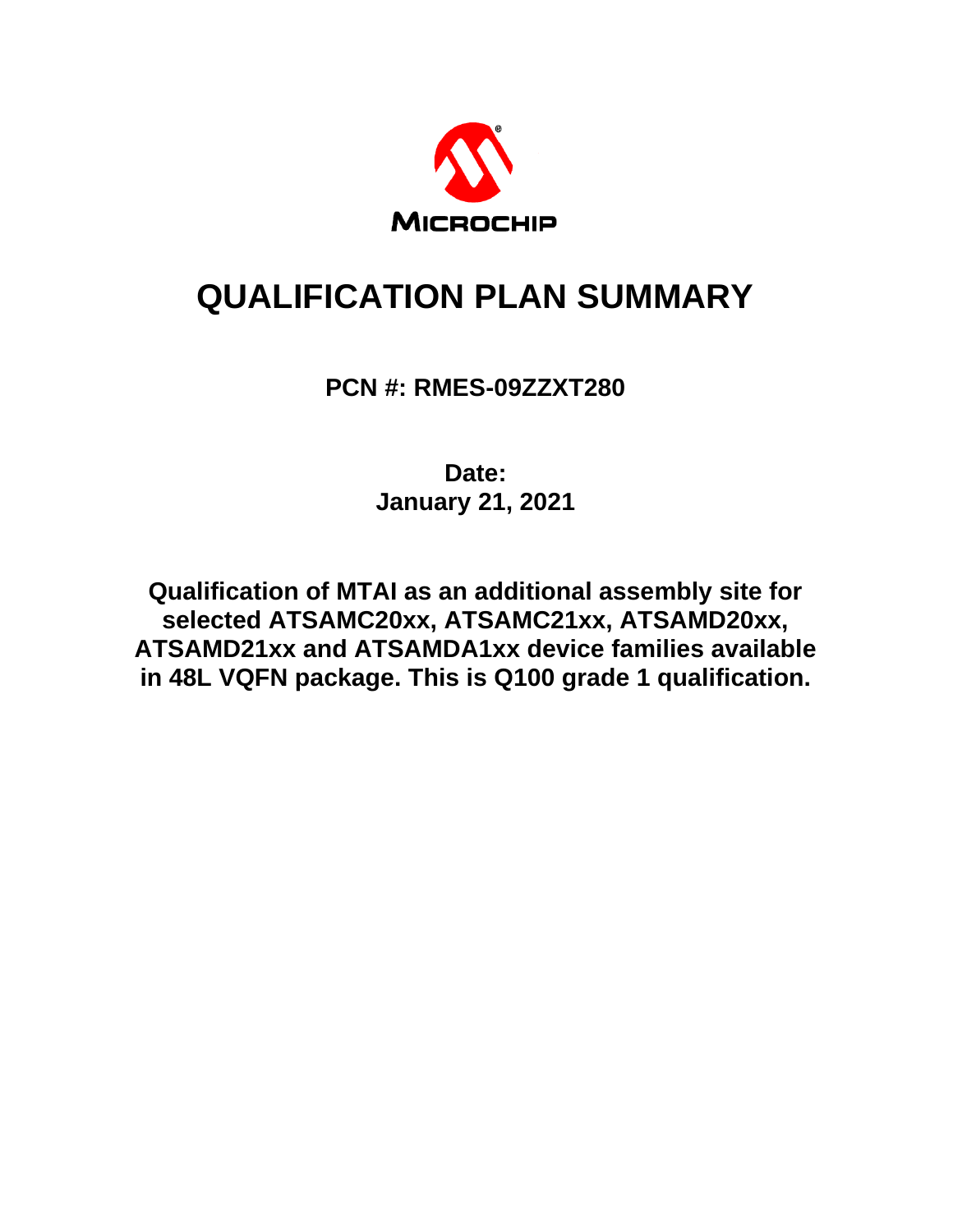MICROCHIP

# QUALIFICATION PLAN SUMMARY

**PCN #: RMES-09ZZXT280**

**Date:**
**January 21, 2021**

**Qualification of MTAI as an additional assembly site for selected ATSAMC20xx, ATSAMC21xx, ATSAMD20xx, ATSAMD21xx and ATSAMDA1xx device families available in 48L VQFN package. This is Q100 grade 1 qualification.**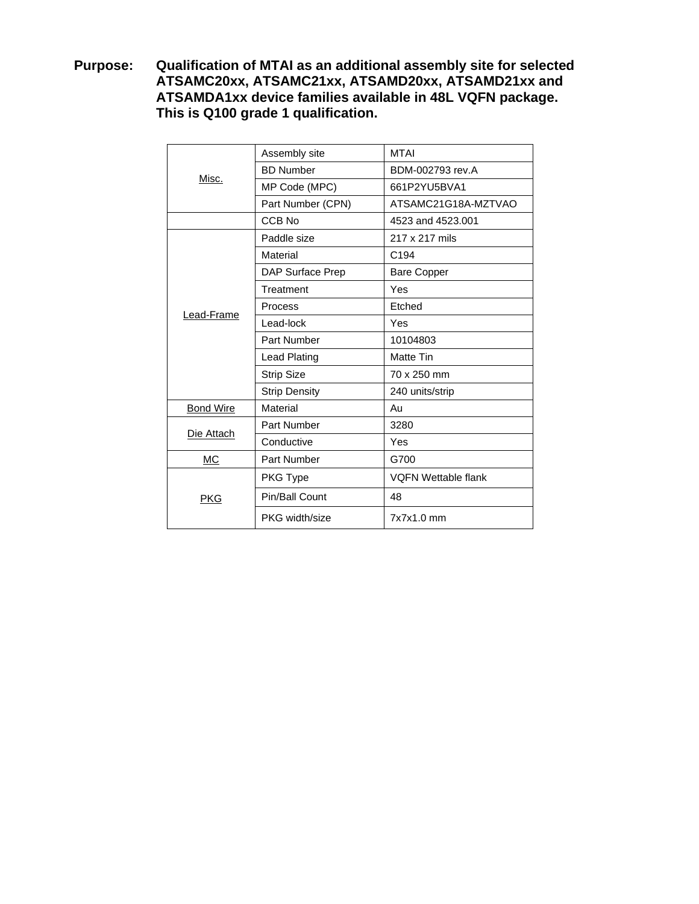**Purpose:** **Qualification of MTAI as an additional assembly site for selected ATSAMC20xx, ATSAMC21xx, ATSAMD20xx, ATSAMD21xx and ATSAMDA1xx device families available in 48L VQFN package. This is Q100 grade 1 qualification.**

| | | |
|---|---|---|
| Misc. | Assembly site | MTAI |
| | BD Number | BDM-002793 rev.A |
| | MP Code (MPC) | 661P2YU5BVA1 |
| | Part Number (CPN) | ATSAMC21G18A-MZTVAO |
| | CCB No | 4523 and 4523.001 |
| Lead-Frame | Paddle size | 217 x 217 mils |
| | Material | C194 |
| | DAP Surface Prep | Bare Copper |
| | Treatment | Yes |
| | Process | Etched |
| | Lead-lock | Yes |
| | Part Number | 10104803 |
| | Lead Plating | Matte Tin |
| | Strip Size | 70 x 250 mm |
| | Strip Density | 240 units/strip |
| Bond Wire | Material | Au |
| Die Attach | Part Number | 3280 |
| | Conductive | Yes |
| MC | Part Number | G700 |
| PKG | PKG Type | VQFN Wettable flank |
| | Pin/Ball Count | 48 |
| | PKG width/size | 7x7x1.0 mm |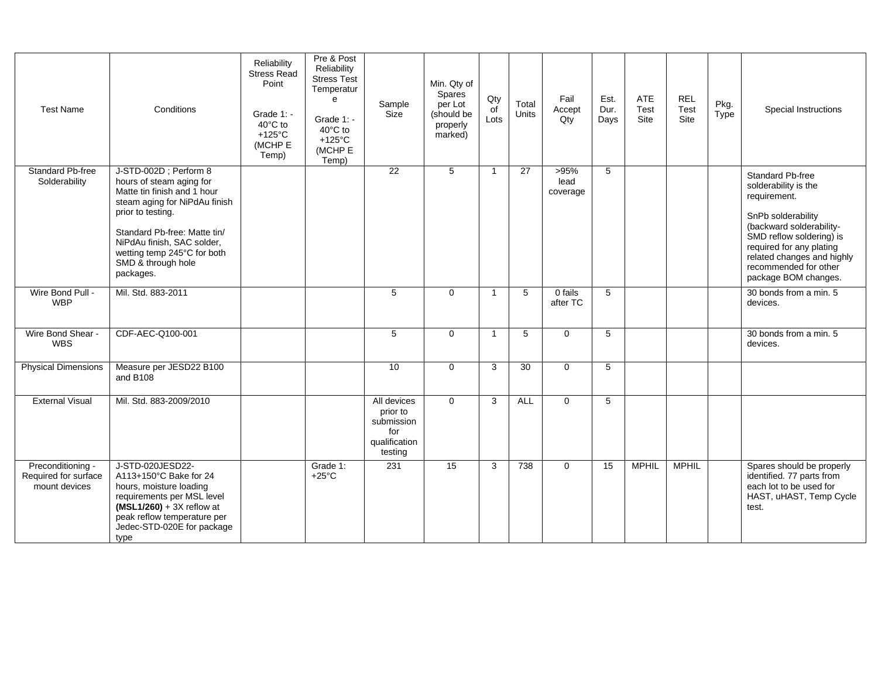| Test Name | Conditions | Reliability Stress Read Point<br><br>Grade 1: -40°C to +125°C (MCHP E Temp) | Pre & Post Reliability Stress Test Temperature<br><br>Grade 1: -40°C to +125°C (MCHP E Temp) | Sample Size | Min. Qty of Spares per Lot (should be properly marked) | Qty of Lots | Total Units | Fail Accept Qty | Est. Dur. Days | ATE Test Site | REL Test Site | Pkg. Type | Special Instructions |
|---|---|---|---|---|---|---|---|---|---|---|---|---|---|
| Standard Pb-free Solderability | J-STD-002D ; Perform 8 hours of steam aging for Matte tin finish and 1 hour steam aging for NiPdAu finish prior to testing.<br><br>Standard Pb-free: Matte tin/ NiPdAu finish, SAC solder, wetting temp 245°C for both SMD & through hole packages. | | | 22 | 5 | 1 | 27 | >95% lead coverage | 5 | | | | Standard Pb-free solderability is the requirement.<br><br>SnPb solderability (backward solderability- SMD reflow soldering) is required for any plating related changes and highly recommended for other package BOM changes. |
| Wire Bond Pull - WBP | Mil. Std. 883-2011 | | | 5 | 0 | 1 | 5 | 0 fails after TC | 5 | | | | 30 bonds from a min. 5 devices. |
| Wire Bond Shear - WBS | CDF-AEC-Q100-001 | | | 5 | 0 | 1 | 5 | 0 | 5 | | | | 30 bonds from a min. 5 devices. |
| Physical Dimensions | Measure per JESD22 B100 and B108 | | | 10 | 0 | 3 | 30 | 0 | 5 | | | | |
| External Visual | Mil. Std. 883-2009/2010 | | | All devices prior to submission for qualification testing | 0 | 3 | ALL | 0 | 5 | | | | |
| Preconditioning - Required for surface mount devices | J-STD-020JESD22-A113+150°C Bake for 24 hours, moisture loading requirements per MSL level **(MSL1/260)** + 3X reflow at peak reflow temperature per Jedec-STD-020E for package type | | Grade 1: +25°C | 231 | 15 | 3 | 738 | 0 | 15 | MPHIL | MPHIL | | Spares should be properly identified. 77 parts from each lot to be used for HAST, uHAST, Temp Cycle test. |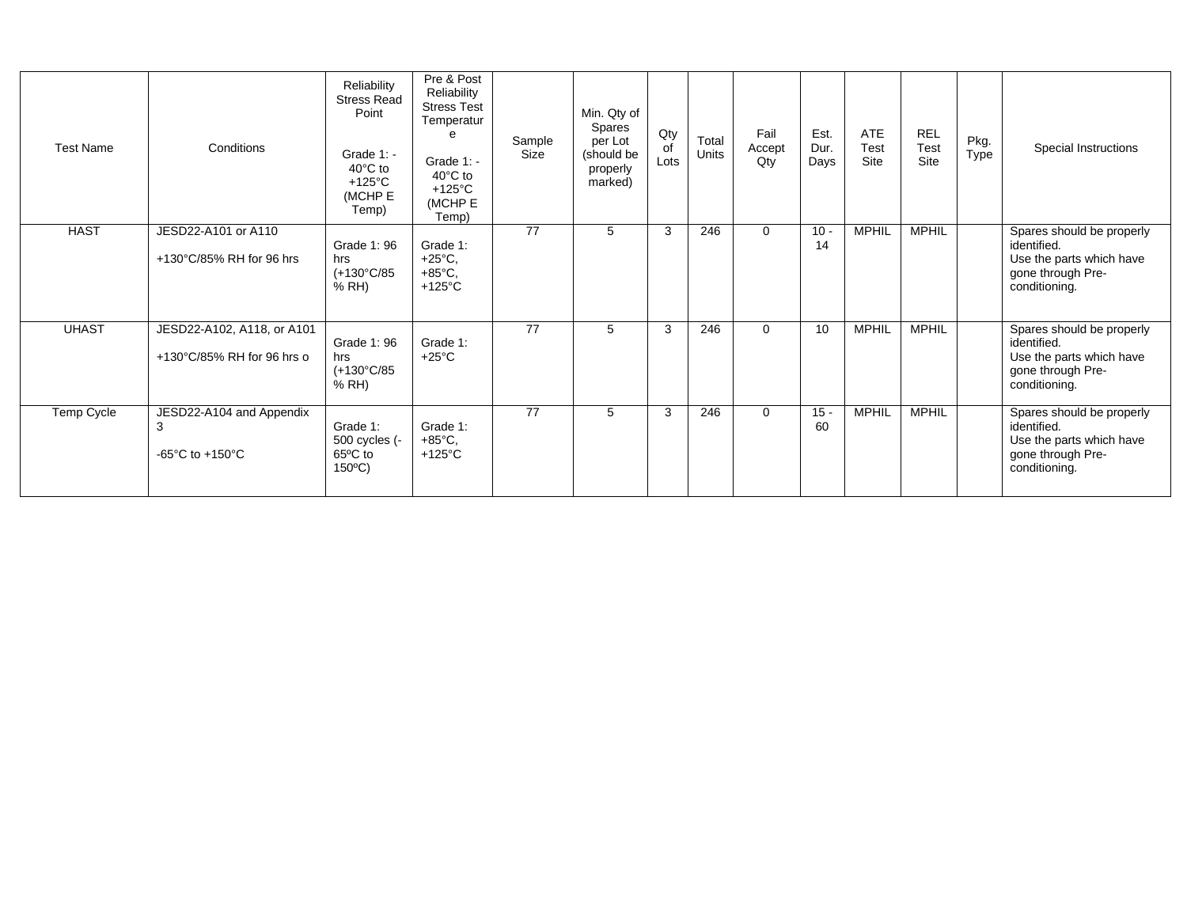| Test Name | Conditions | Reliability Stress Read Point<br><br>Grade 1: -40°C to +125°C (MCHP E Temp) | Pre & Post Reliability Stress Test Temperature<br><br>Grade 1: -40°C to +125°C (MCHP E Temp) | Sample Size | Min. Qty of Spares per Lot (should be properly marked) | Qty of Lots | Total Units | Fail Accept Qty | Est. Dur. Days | ATE Test Site | REL Test Site | Pkg. Type | Special Instructions |
|---|---|---|---|---|---|---|---|---|---|---|---|---|---|
| HAST | JESD22-A101 or A110<br><br>+130°C/85% RH for 96 hrs | Grade 1: 96 hrs (+130°C/85 % RH) | Grade 1: +25°C, +85°C, +125°C | 77 | 5 | 3 | 246 | 0 | 10 - 14 | MPHIL | MPHIL | | Spares should be properly identified.<br>Use the parts which have gone through Pre-conditioning. |
| UHAST | JESD22-A102, A118, or A101<br><br>+130°C/85% RH for 96 hrs o | Grade 1: 96 hrs (+130°C/85 % RH) | Grade 1: +25°C | 77 | 5 | 3 | 246 | 0 | 10 | MPHIL | MPHIL | | Spares should be properly identified.<br>Use the parts which have gone through Pre-conditioning. |
| Temp Cycle | JESD22-A104 and Appendix 3<br><br>-65°C to +150°C | Grade 1: 500 cycles (-65ºC to 150ºC) | Grade 1: +85°C, +125°C | 77 | 5 | 3 | 246 | 0 | 15 - 60 | MPHIL | MPHIL | | Spares should be properly identified.<br>Use the parts which have gone through Pre-conditioning. |